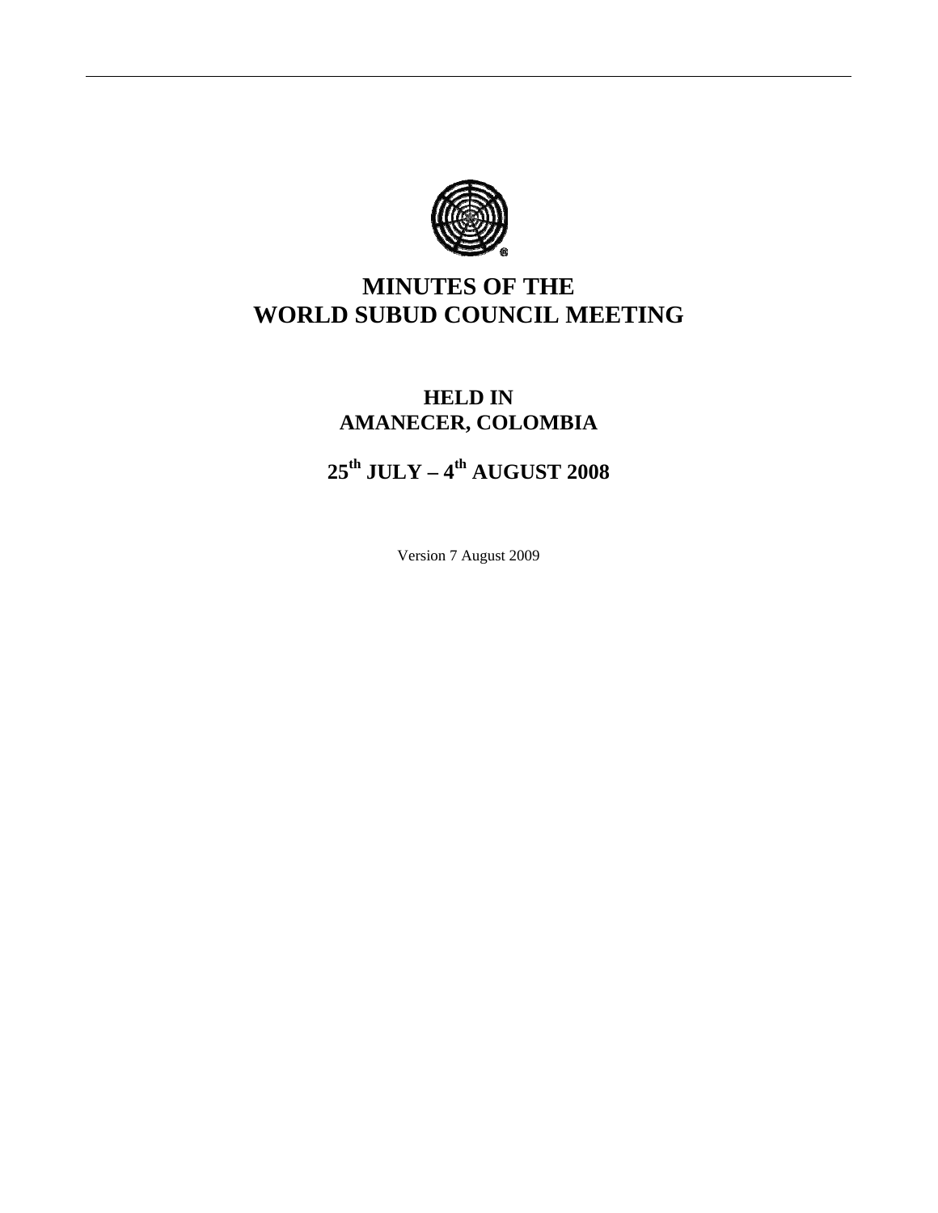# MINUTES OF THE WORLD SUBUD COUNCIL MEETING

## HELD IN AMANECER, COLOMBIA

## 25th JULY – 4th AUGUST 2008

Version 7 August 2009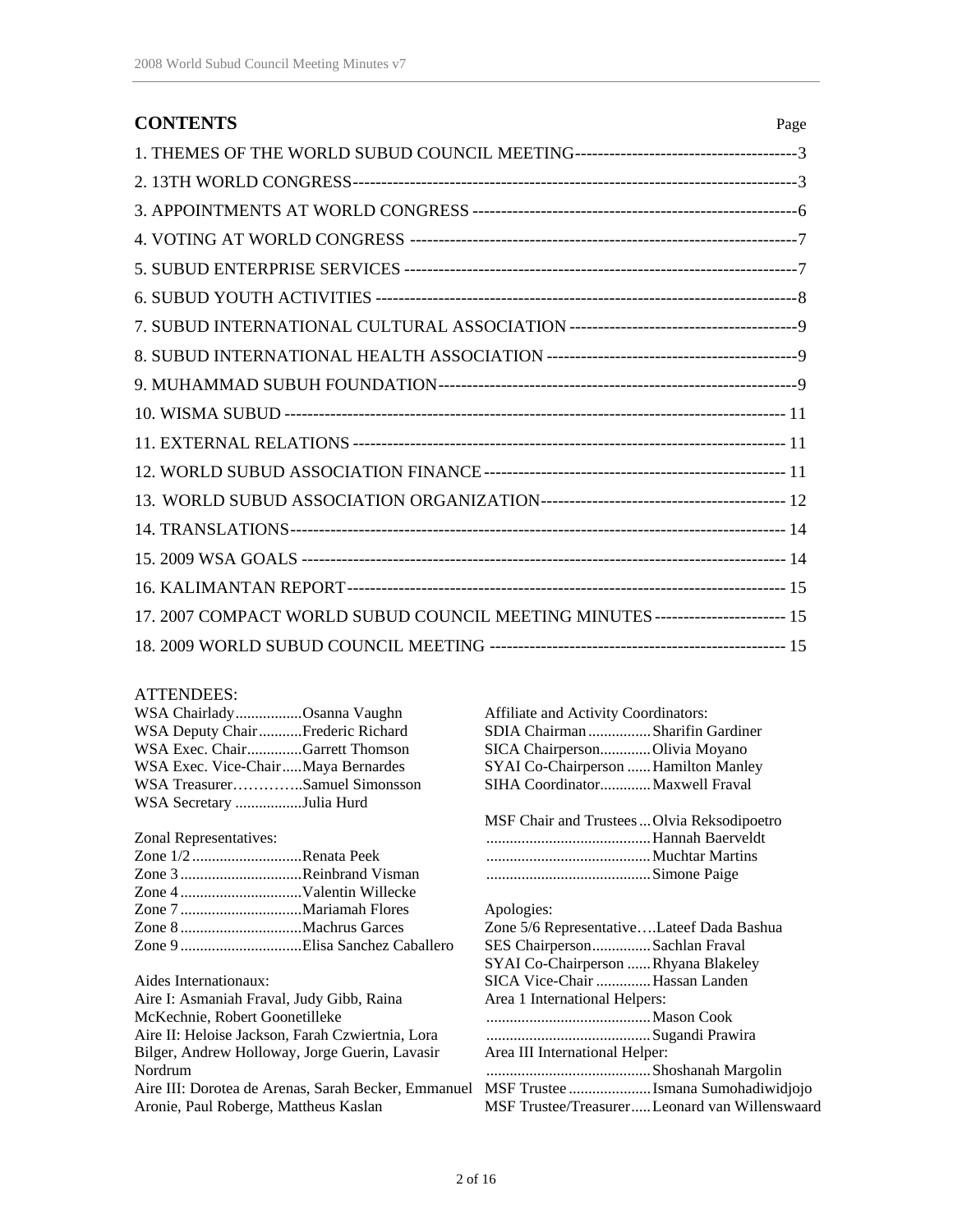## CONTENTS

| | Page |
|---|---|
| 1. THEMES OF THE WORLD SUBUD COUNCIL MEETING | 3 |
| 2. 13TH WORLD CONGRESS | 3 |
| 3. APPOINTMENTS AT WORLD CONGRESS | 6 |
| 4. VOTING AT WORLD CONGRESS | 7 |
| 5. SUBUD ENTERPRISE SERVICES | 7 |
| 6. SUBUD YOUTH ACTIVITIES | 8 |
| 7. SUBUD INTERNATIONAL CULTURAL ASSOCIATION | 9 |
| 8. SUBUD INTERNATIONAL HEALTH ASSOCIATION | 9 |
| 9. MUHAMMAD SUBUH FOUNDATION | 9 |
| 10. WISMA SUBUD | 11 |
| 11. EXTERNAL RELATIONS | 11 |
| 12. WORLD SUBUD ASSOCIATION FINANCE | 11 |
| 13. WORLD SUBUD ASSOCIATION ORGANIZATION | 12 |
| 14. TRANSLATIONS | 14 |
| 15. 2009 WSA GOALS | 14 |
| 16. KALIMANTAN REPORT | 15 |
| 17. 2007 COMPACT WORLD SUBUD COUNCIL MEETING MINUTES | 15 |
| 18. 2009 WORLD SUBUD COUNCIL MEETING | 15 |

ATTENDEES:

WSA Chairlady................Osanna Vaughn
WSA Deputy Chair...........Frederic Richard
WSA Exec. Chair.............Garrett Thomson
WSA Exec. Vice-Chair.....Maya Bernardes
WSA Treasurer…………..Samuel Simonsson
WSA Secretary ................Julia Hurd

Zonal Representatives:
Zone 1/2...........................Renata Peek
Zone 3..............................Reinbrand Visman
Zone 4..............................Valentin Willecke
Zone 7..............................Mariamah Flores
Zone 8..............................Machrus Garces
Zone 9..............................Elisa Sanchez Caballero

Aides Internationaux:
Aire I: Asmaniah Fraval, Judy Gibb, Raina McKechnie, Robert Goonetilleke
Aire II: Heloise Jackson, Farah Czwiertnia, Lora Bilger, Andrew Holloway, Jorge Guerin, Lavasir Nordrum
Aire III: Dorotea de Arenas, Sarah Becker, Emmanuel Aronie, Paul Roberge, Mattheus Kaslan

Affiliate and Activity Coordinators:
SDIA Chairman...............Sharifin Gardiner
SICA Chairperson............Olivia Moyano
SYAI Co-Chairperson ......Hamilton Manley
SIHA Coordinator............Maxwell Fraval

MSF Chair and Trustees...Olvia Reksodipoetro
..........................................Hannah Baerveldt
..........................................Muchtar Martins
..........................................Simone Paige

Apologies:
Zone 5/6 Representative….Lateef Dada Bashua
SES Chairperson..............Sachlan Fraval
SYAI Co-Chairperson ......Rhyana Blakeley
SICA Vice-Chair .............Hassan Landen
Area 1 International Helpers:
..........................................Mason Cook
..........................................Sugandi Prawira
Area III International Helper:
..........................................Shoshanah Margolin
MSF Trustee ....................Ismana Sumohadiwidjojo
MSF Trustee/Treasurer.....Leonard van Willenswaard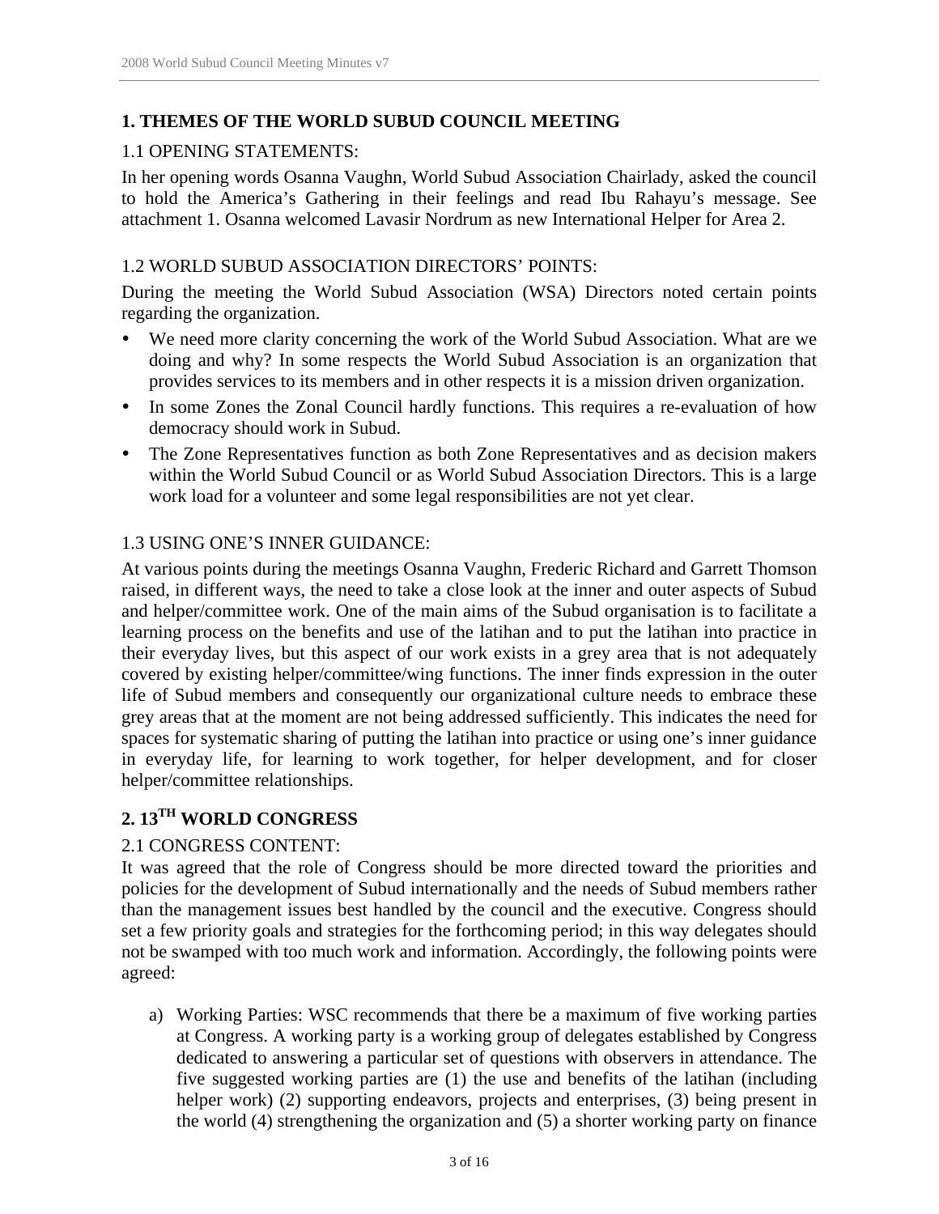## 1. THEMES OF THE WORLD SUBUD COUNCIL MEETING

### 1.1 OPENING STATEMENTS:

In her opening words Osanna Vaughn, World Subud Association Chairlady, asked the council to hold the America's Gathering in their feelings and read Ibu Rahayu's message. See attachment 1. Osanna welcomed Lavasir Nordrum as new International Helper for Area 2.

### 1.2 WORLD SUBUD ASSOCIATION DIRECTORS' POINTS:

During the meeting the World Subud Association (WSA) Directors noted certain points regarding the organization.

- We need more clarity concerning the work of the World Subud Association. What are we doing and why? In some respects the World Subud Association is an organization that provides services to its members and in other respects it is a mission driven organization.
- In some Zones the Zonal Council hardly functions. This requires a re-evaluation of how democracy should work in Subud.
- The Zone Representatives function as both Zone Representatives and as decision makers within the World Subud Council or as World Subud Association Directors. This is a large work load for a volunteer and some legal responsibilities are not yet clear.

### 1.3 USING ONE'S INNER GUIDANCE:

At various points during the meetings Osanna Vaughn, Frederic Richard and Garrett Thomson raised, in different ways, the need to take a close look at the inner and outer aspects of Subud and helper/committee work. One of the main aims of the Subud organisation is to facilitate a learning process on the benefits and use of the latihan and to put the latihan into practice in their everyday lives, but this aspect of our work exists in a grey area that is not adequately covered by existing helper/committee/wing functions. The inner finds expression in the outer life of Subud members and consequently our organizational culture needs to embrace these grey areas that at the moment are not being addressed sufficiently. This indicates the need for spaces for systematic sharing of putting the latihan into practice or using one's inner guidance in everyday life, for learning to work together, for helper development, and for closer helper/committee relationships.

## 2. 13TH WORLD CONGRESS

### 2.1 CONGRESS CONTENT:

It was agreed that the role of Congress should be more directed toward the priorities and policies for the development of Subud internationally and the needs of Subud members rather than the management issues best handled by the council and the executive. Congress should set a few priority goals and strategies for the forthcoming period; in this way delegates should not be swamped with too much work and information. Accordingly, the following points were agreed:

a) Working Parties: WSC recommends that there be a maximum of five working parties at Congress. A working party is a working group of delegates established by Congress dedicated to answering a particular set of questions with observers in attendance. The five suggested working parties are (1) the use and benefits of the latihan (including helper work) (2) supporting endeavors, projects and enterprises, (3) being present in the world (4) strengthening the organization and (5) a shorter working party on finance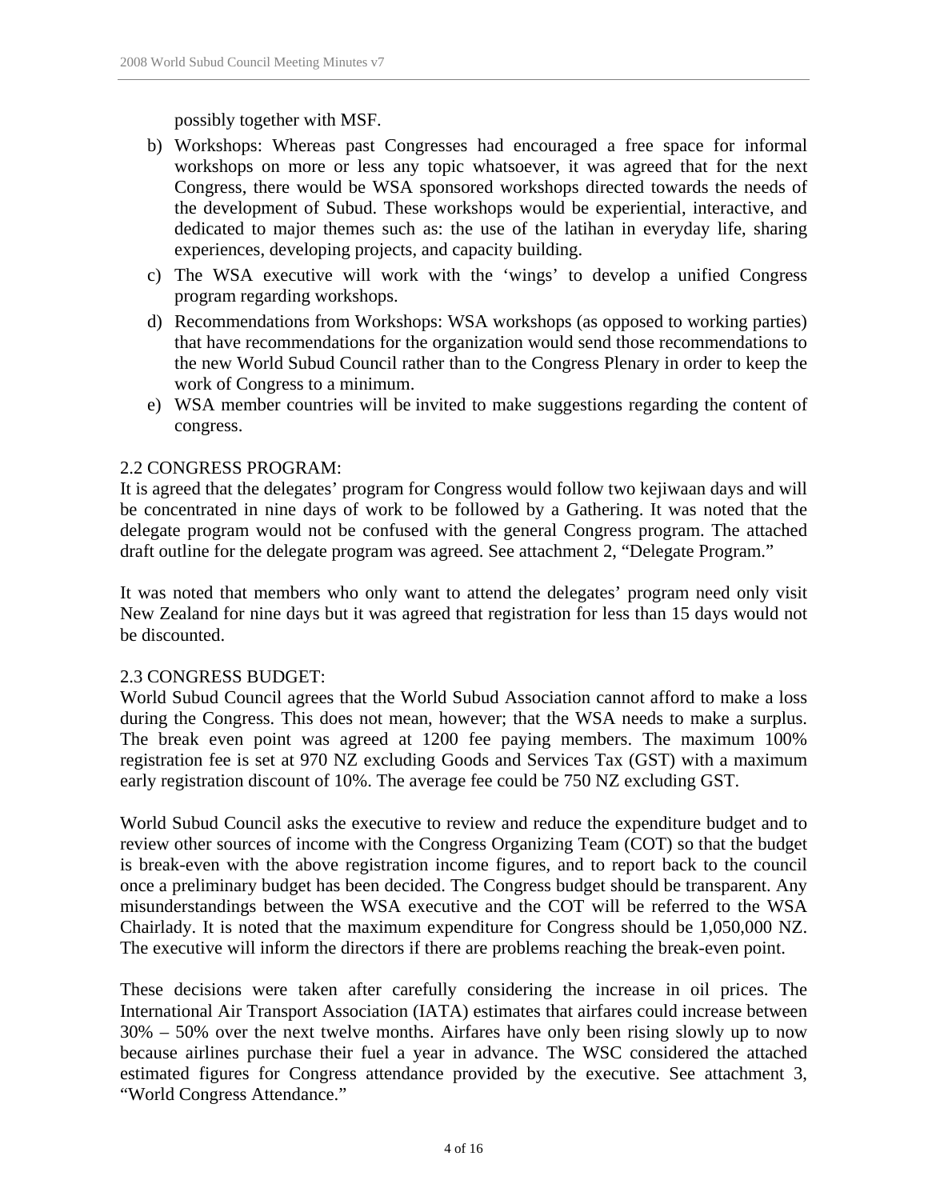possibly together with MSF.

b) Workshops: Whereas past Congresses had encouraged a free space for informal workshops on more or less any topic whatsoever, it was agreed that for the next Congress, there would be WSA sponsored workshops directed towards the needs of the development of Subud. These workshops would be experiential, interactive, and dedicated to major themes such as: the use of the latihan in everyday life, sharing experiences, developing projects, and capacity building.

c) The WSA executive will work with the 'wings' to develop a unified Congress program regarding workshops.

d) Recommendations from Workshops: WSA workshops (as opposed to working parties) that have recommendations for the organization would send those recommendations to the new World Subud Council rather than to the Congress Plenary in order to keep the work of Congress to a minimum.

e) WSA member countries will be invited to make suggestions regarding the content of congress.

2.2 CONGRESS PROGRAM:

It is agreed that the delegates' program for Congress would follow two kejiwaan days and will be concentrated in nine days of work to be followed by a Gathering. It was noted that the delegate program would not be confused with the general Congress program. The attached draft outline for the delegate program was agreed. See attachment 2, "Delegate Program."

It was noted that members who only want to attend the delegates' program need only visit New Zealand for nine days but it was agreed that registration for less than 15 days would not be discounted.

2.3 CONGRESS BUDGET:

World Subud Council agrees that the World Subud Association cannot afford to make a loss during the Congress. This does not mean, however; that the WSA needs to make a surplus. The break even point was agreed at 1200 fee paying members. The maximum 100% registration fee is set at 970 NZ excluding Goods and Services Tax (GST) with a maximum early registration discount of 10%. The average fee could be 750 NZ excluding GST.

World Subud Council asks the executive to review and reduce the expenditure budget and to review other sources of income with the Congress Organizing Team (COT) so that the budget is break-even with the above registration income figures, and to report back to the council once a preliminary budget has been decided. The Congress budget should be transparent. Any misunderstandings between the WSA executive and the COT will be referred to the WSA Chairlady. It is noted that the maximum expenditure for Congress should be 1,050,000 NZ. The executive will inform the directors if there are problems reaching the break-even point.

These decisions were taken after carefully considering the increase in oil prices. The International Air Transport Association (IATA) estimates that airfares could increase between 30% – 50% over the next twelve months. Airfares have only been rising slowly up to now because airlines purchase their fuel a year in advance. The WSC considered the attached estimated figures for Congress attendance provided by the executive. See attachment 3, "World Congress Attendance."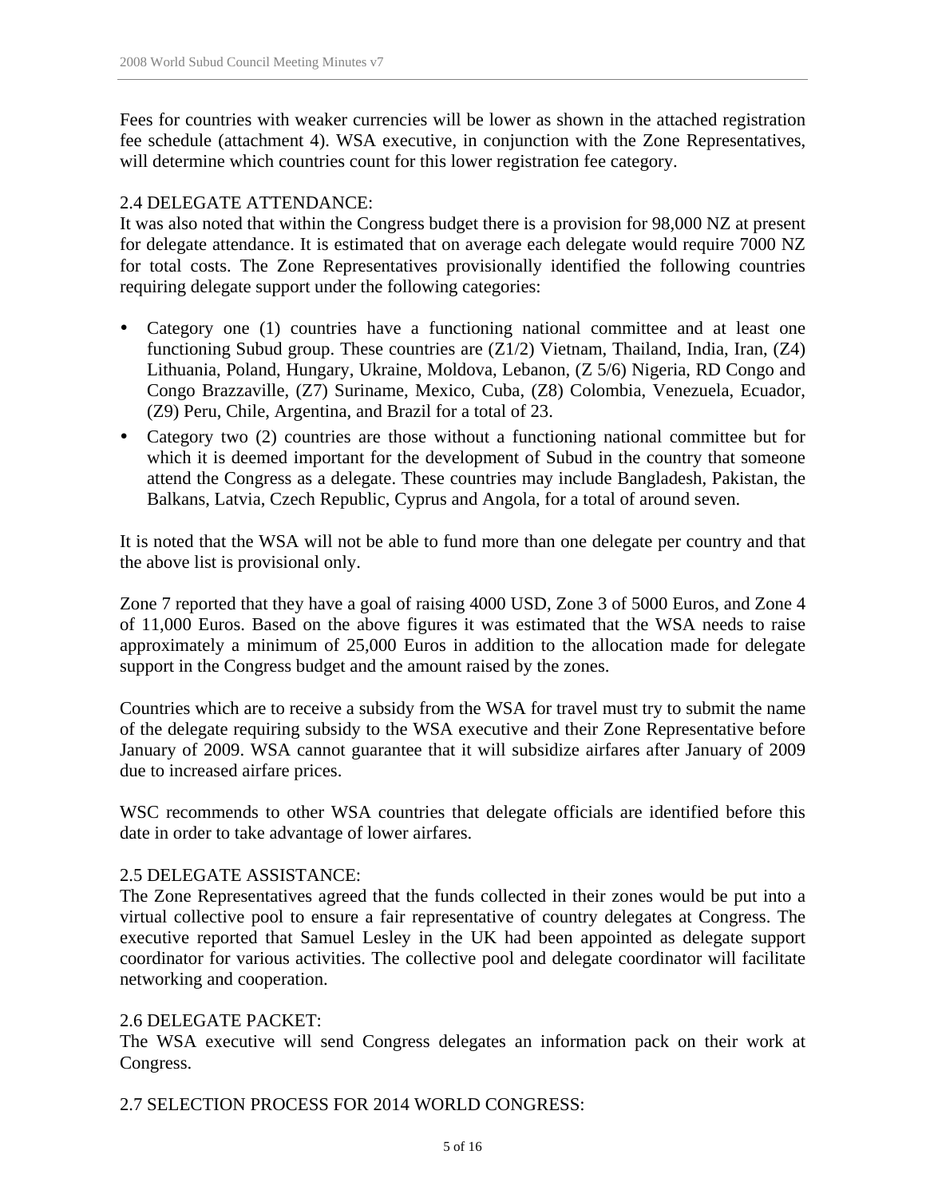Fees for countries with weaker currencies will be lower as shown in the attached registration fee schedule (attachment 4). WSA executive, in conjunction with the Zone Representatives, will determine which countries count for this lower registration fee category.

## 2.4 DELEGATE ATTENDANCE:

It was also noted that within the Congress budget there is a provision for 98,000 NZ at present for delegate attendance. It is estimated that on average each delegate would require 7000 NZ for total costs. The Zone Representatives provisionally identified the following countries requiring delegate support under the following categories:

- Category one (1) countries have a functioning national committee and at least one functioning Subud group. These countries are (Z1/2) Vietnam, Thailand, India, Iran, (Z4) Lithuania, Poland, Hungary, Ukraine, Moldova, Lebanon, (Z 5/6) Nigeria, RD Congo and Congo Brazzaville, (Z7) Suriname, Mexico, Cuba, (Z8) Colombia, Venezuela, Ecuador, (Z9) Peru, Chile, Argentina, and Brazil for a total of 23.
- Category two (2) countries are those without a functioning national committee but for which it is deemed important for the development of Subud in the country that someone attend the Congress as a delegate. These countries may include Bangladesh, Pakistan, the Balkans, Latvia, Czech Republic, Cyprus and Angola, for a total of around seven.

It is noted that the WSA will not be able to fund more than one delegate per country and that the above list is provisional only.

Zone 7 reported that they have a goal of raising 4000 USD, Zone 3 of 5000 Euros, and Zone 4 of 11,000 Euros. Based on the above figures it was estimated that the WSA needs to raise approximately a minimum of 25,000 Euros in addition to the allocation made for delegate support in the Congress budget and the amount raised by the zones.

Countries which are to receive a subsidy from the WSA for travel must try to submit the name of the delegate requiring subsidy to the WSA executive and their Zone Representative before January of 2009. WSA cannot guarantee that it will subsidize airfares after January of 2009 due to increased airfare prices.

WSC recommends to other WSA countries that delegate officials are identified before this date in order to take advantage of lower airfares.

## 2.5 DELEGATE ASSISTANCE:

The Zone Representatives agreed that the funds collected in their zones would be put into a virtual collective pool to ensure a fair representative of country delegates at Congress. The executive reported that Samuel Lesley in the UK had been appointed as delegate support coordinator for various activities. The collective pool and delegate coordinator will facilitate networking and cooperation.

## 2.6 DELEGATE PACKET:

The WSA executive will send Congress delegates an information pack on their work at Congress.

## 2.7 SELECTION PROCESS FOR 2014 WORLD CONGRESS: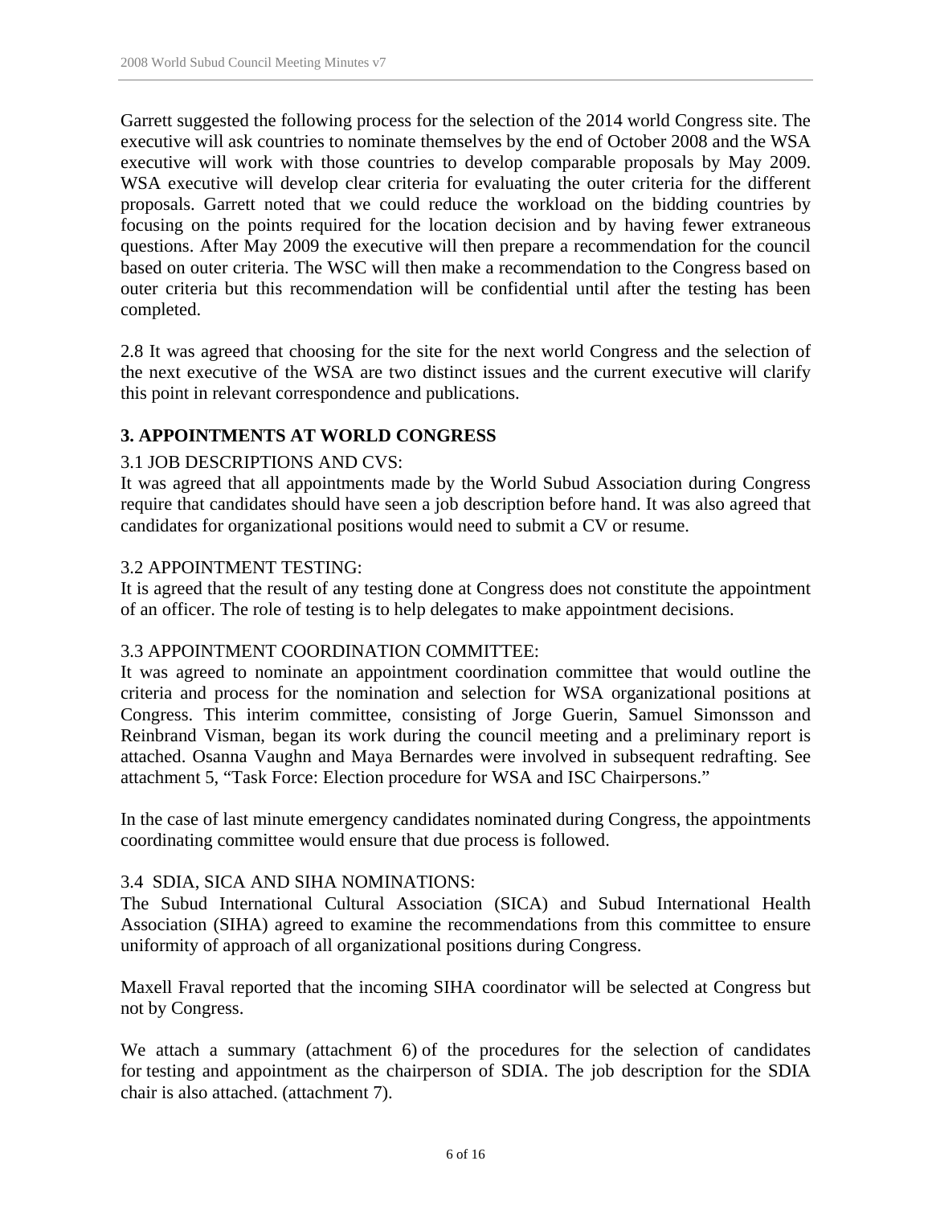Garrett suggested the following process for the selection of the 2014 world Congress site. The executive will ask countries to nominate themselves by the end of October 2008 and the WSA executive will work with those countries to develop comparable proposals by May 2009. WSA executive will develop clear criteria for evaluating the outer criteria for the different proposals. Garrett noted that we could reduce the workload on the bidding countries by focusing on the points required for the location decision and by having fewer extraneous questions. After May 2009 the executive will then prepare a recommendation for the council based on outer criteria. The WSC will then make a recommendation to the Congress based on outer criteria but this recommendation will be confidential until after the testing has been completed.

2.8 It was agreed that choosing for the site for the next world Congress and the selection of the next executive of the WSA are two distinct issues and the current executive will clarify this point in relevant correspondence and publications.

## 3. APPOINTMENTS AT WORLD CONGRESS

3.1 JOB DESCRIPTIONS AND CVS:

It was agreed that all appointments made by the World Subud Association during Congress require that candidates should have seen a job description before hand. It was also agreed that candidates for organizational positions would need to submit a CV or resume.

3.2 APPOINTMENT TESTING:

It is agreed that the result of any testing done at Congress does not constitute the appointment of an officer. The role of testing is to help delegates to make appointment decisions.

3.3 APPOINTMENT COORDINATION COMMITTEE:

It was agreed to nominate an appointment coordination committee that would outline the criteria and process for the nomination and selection for WSA organizational positions at Congress. This interim committee, consisting of Jorge Guerin, Samuel Simonsson and Reinbrand Visman, began its work during the council meeting and a preliminary report is attached. Osanna Vaughn and Maya Bernardes were involved in subsequent redrafting. See attachment 5, "Task Force: Election procedure for WSA and ISC Chairpersons."

In the case of last minute emergency candidates nominated during Congress, the appointments coordinating committee would ensure that due process is followed.

3.4 SDIA, SICA AND SIHA NOMINATIONS:

The Subud International Cultural Association (SICA) and Subud International Health Association (SIHA) agreed to examine the recommendations from this committee to ensure uniformity of approach of all organizational positions during Congress.

Maxell Fraval reported that the incoming SIHA coordinator will be selected at Congress but not by Congress.

We attach a summary (attachment 6) of the procedures for the selection of candidates for testing and appointment as the chairperson of SDIA. The job description for the SDIA chair is also attached. (attachment 7).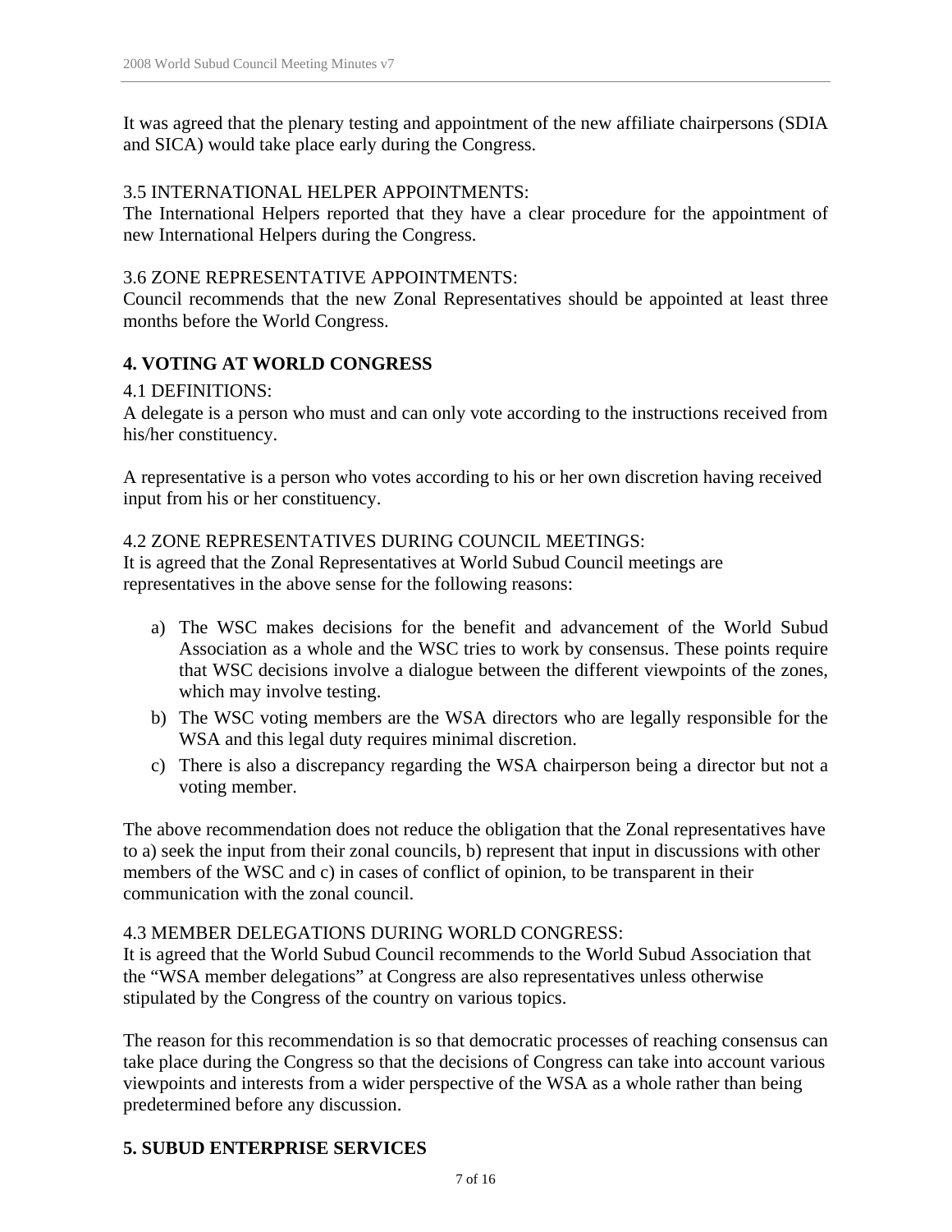It was agreed that the plenary testing and appointment of the new affiliate chairpersons (SDIA and SICA) would take place early during the Congress.

3.5 INTERNATIONAL HELPER APPOINTMENTS:
The International Helpers reported that they have a clear procedure for the appointment of new International Helpers during the Congress.

3.6 ZONE REPRESENTATIVE APPOINTMENTS:
Council recommends that the new Zonal Representatives should be appointed at least three months before the World Congress.

## 4. VOTING AT WORLD CONGRESS

4.1 DEFINITIONS:
A delegate is a person who must and can only vote according to the instructions received from his/her constituency.

A representative is a person who votes according to his or her own discretion having received input from his or her constituency.

4.2 ZONE REPRESENTATIVES DURING COUNCIL MEETINGS:
It is agreed that the Zonal Representatives at World Subud Council meetings are representatives in the above sense for the following reasons:

a) The WSC makes decisions for the benefit and advancement of the World Subud Association as a whole and the WSC tries to work by consensus. These points require that WSC decisions involve a dialogue between the different viewpoints of the zones, which may involve testing.
b) The WSC voting members are the WSA directors who are legally responsible for the WSA and this legal duty requires minimal discretion.
c) There is also a discrepancy regarding the WSA chairperson being a director but not a voting member.

The above recommendation does not reduce the obligation that the Zonal representatives have to a) seek the input from their zonal councils, b) represent that input in discussions with other members of the WSC and c) in cases of conflict of opinion, to be transparent in their communication with the zonal council.

4.3 MEMBER DELEGATIONS DURING WORLD CONGRESS:
It is agreed that the World Subud Council recommends to the World Subud Association that the "WSA member delegations" at Congress are also representatives unless otherwise stipulated by the Congress of the country on various topics.

The reason for this recommendation is so that democratic processes of reaching consensus can take place during the Congress so that the decisions of Congress can take into account various viewpoints and interests from a wider perspective of the WSA as a whole rather than being predetermined before any discussion.

## 5. SUBUD ENTERPRISE SERVICES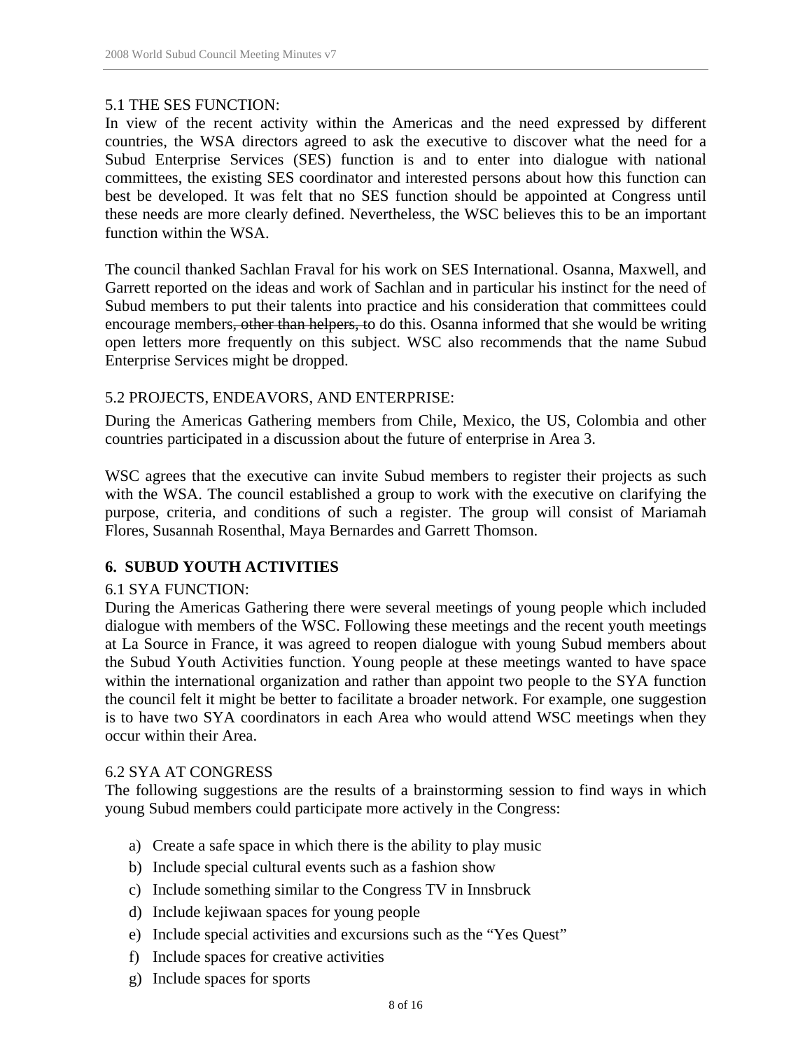5.1 THE SES FUNCTION:

In view of the recent activity within the Americas and the need expressed by different countries, the WSA directors agreed to ask the executive to discover what the need for a Subud Enterprise Services (SES) function is and to enter into dialogue with national committees, the existing SES coordinator and interested persons about how this function can best be developed. It was felt that no SES function should be appointed at Congress until these needs are more clearly defined. Nevertheless, the WSC believes this to be an important function within the WSA.

The council thanked Sachlan Fraval for his work on SES International. Osanna, Maxwell, and Garrett reported on the ideas and work of Sachlan and in particular his instinct for the need of Subud members to put their talents into practice and his consideration that committees could encourage members~~, other than helpers, t~~o do this. Osanna informed that she would be writing open letters more frequently on this subject. WSC also recommends that the name Subud Enterprise Services might be dropped.

5.2 PROJECTS, ENDEAVORS, AND ENTERPRISE:

During the Americas Gathering members from Chile, Mexico, the US, Colombia and other countries participated in a discussion about the future of enterprise in Area 3.

WSC agrees that the executive can invite Subud members to register their projects as such with the WSA. The council established a group to work with the executive on clarifying the purpose, criteria, and conditions of such a register. The group will consist of Mariamah Flores, Susannah Rosenthal, Maya Bernardes and Garrett Thomson.

## 6. SUBUD YOUTH ACTIVITIES

6.1 SYA FUNCTION:

During the Americas Gathering there were several meetings of young people which included dialogue with members of the WSC. Following these meetings and the recent youth meetings at La Source in France, it was agreed to reopen dialogue with young Subud members about the Subud Youth Activities function. Young people at these meetings wanted to have space within the international organization and rather than appoint two people to the SYA function the council felt it might be better to facilitate a broader network. For example, one suggestion is to have two SYA coordinators in each Area who would attend WSC meetings when they occur within their Area.

6.2 SYA AT CONGRESS

The following suggestions are the results of a brainstorming session to find ways in which young Subud members could participate more actively in the Congress:

a) Create a safe space in which there is the ability to play music
b) Include special cultural events such as a fashion show
c) Include something similar to the Congress TV in Innsbruck
d) Include kejiwaan spaces for young people
e) Include special activities and excursions such as the "Yes Quest"
f) Include spaces for creative activities
g) Include spaces for sports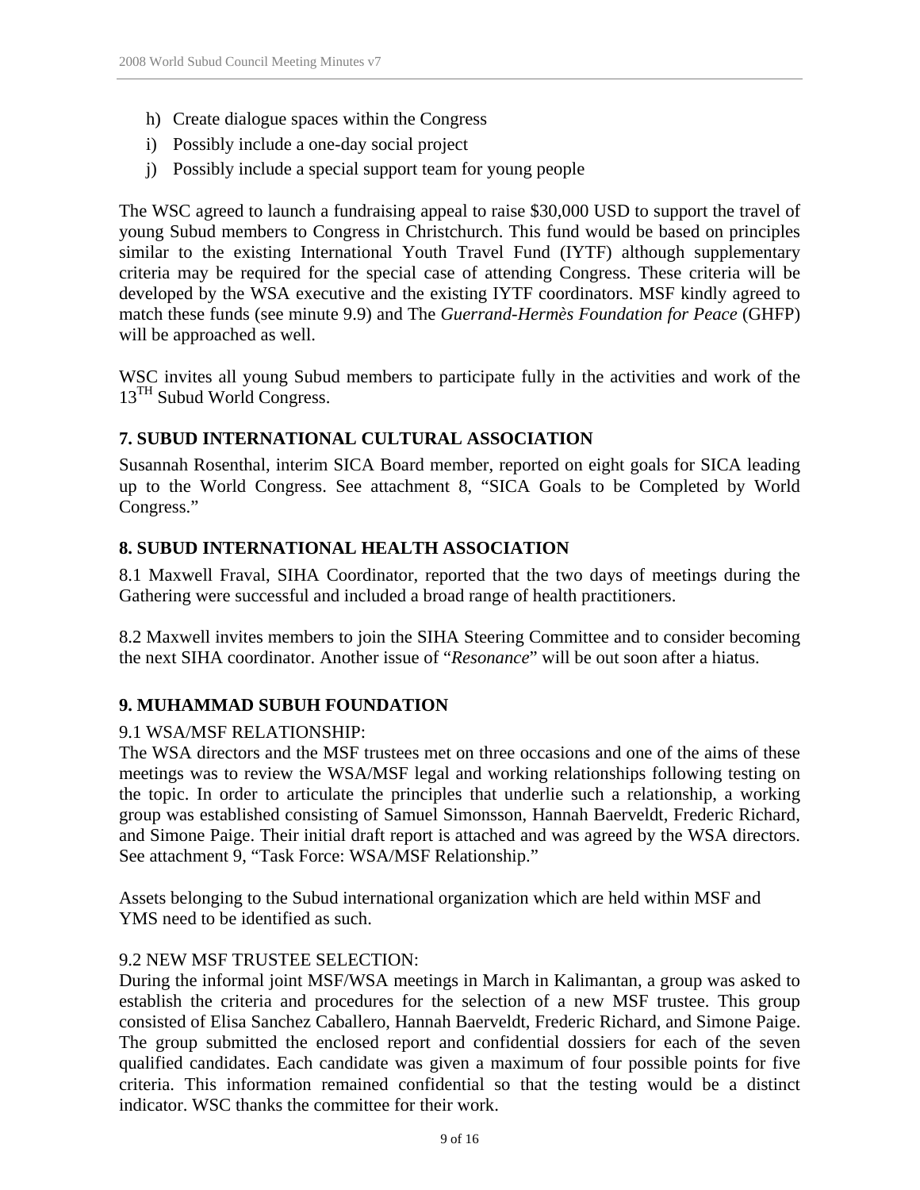h) Create dialogue spaces within the Congress
i) Possibly include a one-day social project
j) Possibly include a special support team for young people

The WSC agreed to launch a fundraising appeal to raise $30,000 USD to support the travel of young Subud members to Congress in Christchurch. This fund would be based on principles similar to the existing International Youth Travel Fund (IYTF) although supplementary criteria may be required for the special case of attending Congress. These criteria will be developed by the WSA executive and the existing IYTF coordinators. MSF kindly agreed to match these funds (see minute 9.9) and The *Guerrand-Hermès Foundation for Peace* (GHFP) will be approached as well.

WSC invites all young Subud members to participate fully in the activities and work of the 13TH Subud World Congress.

## 7. SUBUD INTERNATIONAL CULTURAL ASSOCIATION

Susannah Rosenthal, interim SICA Board member, reported on eight goals for SICA leading up to the World Congress. See attachment 8, "SICA Goals to be Completed by World Congress."

## 8. SUBUD INTERNATIONAL HEALTH ASSOCIATION

8.1 Maxwell Fraval, SIHA Coordinator, reported that the two days of meetings during the Gathering were successful and included a broad range of health practitioners.

8.2 Maxwell invites members to join the SIHA Steering Committee and to consider becoming the next SIHA coordinator. Another issue of "*Resonance*" will be out soon after a hiatus.

## 9. MUHAMMAD SUBUH FOUNDATION

9.1 WSA/MSF RELATIONSHIP:
The WSA directors and the MSF trustees met on three occasions and one of the aims of these meetings was to review the WSA/MSF legal and working relationships following testing on the topic. In order to articulate the principles that underlie such a relationship, a working group was established consisting of Samuel Simonsson, Hannah Baerveldt, Frederic Richard, and Simone Paige. Their initial draft report is attached and was agreed by the WSA directors. See attachment 9, "Task Force: WSA/MSF Relationship."

Assets belonging to the Subud international organization which are held within MSF and YMS need to be identified as such.

9.2 NEW MSF TRUSTEE SELECTION:
During the informal joint MSF/WSA meetings in March in Kalimantan, a group was asked to establish the criteria and procedures for the selection of a new MSF trustee. This group consisted of Elisa Sanchez Caballero, Hannah Baerveldt, Frederic Richard, and Simone Paige. The group submitted the enclosed report and confidential dossiers for each of the seven qualified candidates. Each candidate was given a maximum of four possible points for five criteria. This information remained confidential so that the testing would be a distinct indicator. WSC thanks the committee for their work.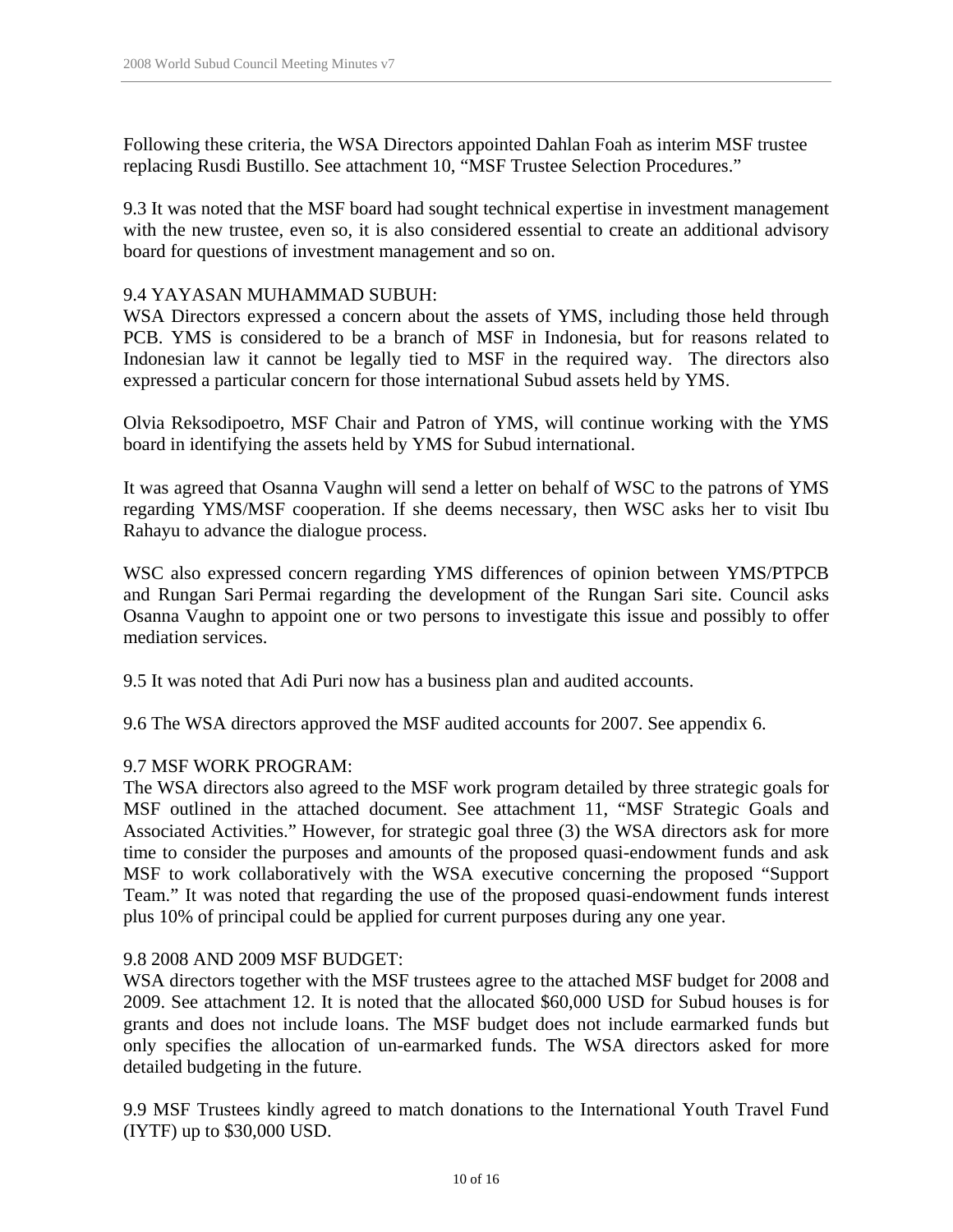Following these criteria, the WSA Directors appointed Dahlan Foah as interim MSF trustee replacing Rusdi Bustillo. See attachment 10, "MSF Trustee Selection Procedures."

9.3 It was noted that the MSF board had sought technical expertise in investment management with the new trustee, even so, it is also considered essential to create an additional advisory board for questions of investment management and so on.

9.4 YAYASAN MUHAMMAD SUBUH:
WSA Directors expressed a concern about the assets of YMS, including those held through PCB. YMS is considered to be a branch of MSF in Indonesia, but for reasons related to Indonesian law it cannot be legally tied to MSF in the required way. The directors also expressed a particular concern for those international Subud assets held by YMS.

Olvia Reksodipoetro, MSF Chair and Patron of YMS, will continue working with the YMS board in identifying the assets held by YMS for Subud international.

It was agreed that Osanna Vaughn will send a letter on behalf of WSC to the patrons of YMS regarding YMS/MSF cooperation. If she deems necessary, then WSC asks her to visit Ibu Rahayu to advance the dialogue process.

WSC also expressed concern regarding YMS differences of opinion between YMS/PTPCB and Rungan Sari Permai regarding the development of the Rungan Sari site. Council asks Osanna Vaughn to appoint one or two persons to investigate this issue and possibly to offer mediation services.

9.5 It was noted that Adi Puri now has a business plan and audited accounts.

9.6 The WSA directors approved the MSF audited accounts for 2007. See appendix 6.

9.7 MSF WORK PROGRAM:
The WSA directors also agreed to the MSF work program detailed by three strategic goals for MSF outlined in the attached document. See attachment 11, "MSF Strategic Goals and Associated Activities." However, for strategic goal three (3) the WSA directors ask for more time to consider the purposes and amounts of the proposed quasi-endowment funds and ask MSF to work collaboratively with the WSA executive concerning the proposed "Support Team." It was noted that regarding the use of the proposed quasi-endowment funds interest plus 10% of principal could be applied for current purposes during any one year.

9.8 2008 AND 2009 MSF BUDGET:
WSA directors together with the MSF trustees agree to the attached MSF budget for 2008 and 2009. See attachment 12. It is noted that the allocated $60,000 USD for Subud houses is for grants and does not include loans. The MSF budget does not include earmarked funds but only specifies the allocation of un-earmarked funds. The WSA directors asked for more detailed budgeting in the future.

9.9 MSF Trustees kindly agreed to match donations to the International Youth Travel Fund (IYTF) up to $30,000 USD.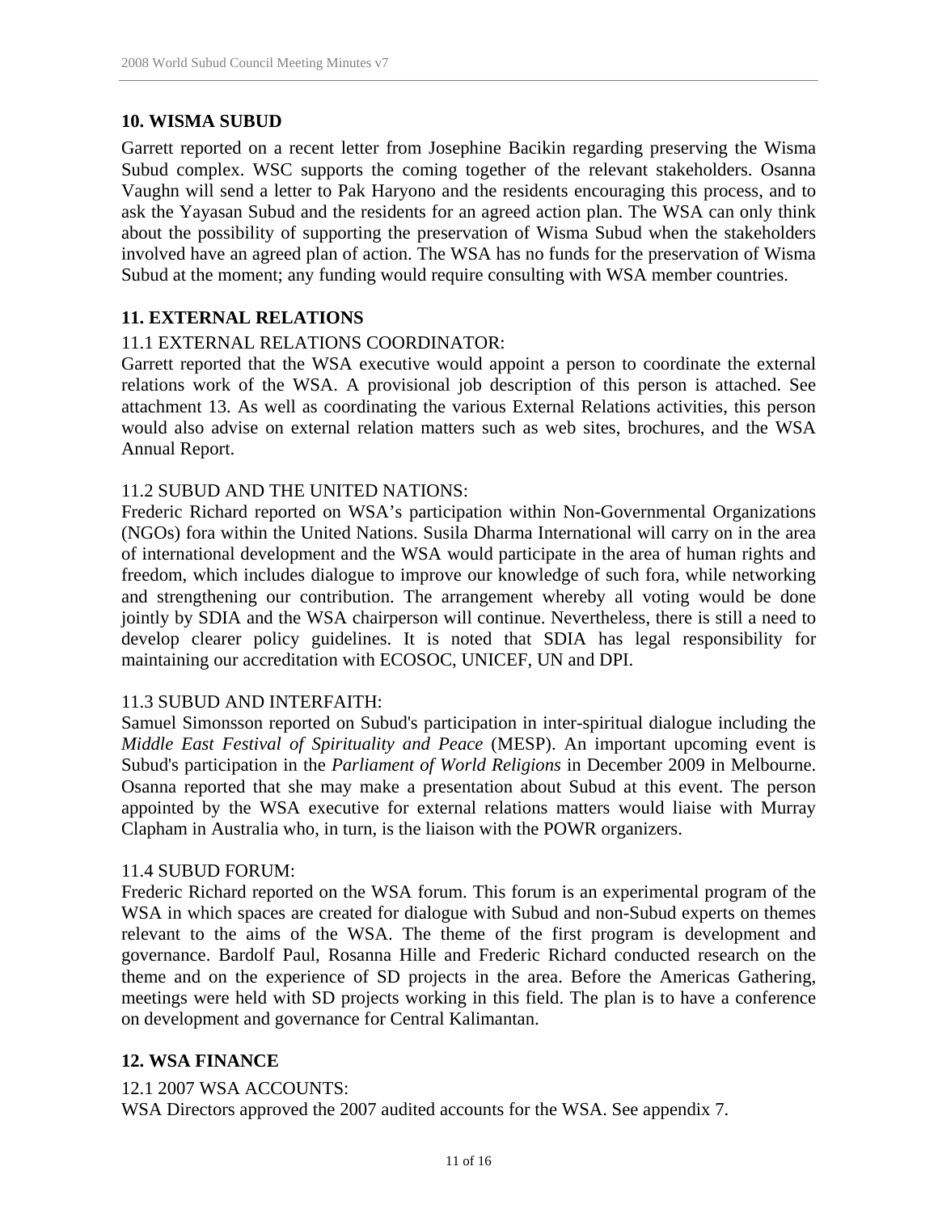## 10. WISMA SUBUD

Garrett reported on a recent letter from Josephine Bacikin regarding preserving the Wisma Subud complex. WSC supports the coming together of the relevant stakeholders. Osanna Vaughn will send a letter to Pak Haryono and the residents encouraging this process, and to ask the Yayasan Subud and the residents for an agreed action plan. The WSA can only think about the possibility of supporting the preservation of Wisma Subud when the stakeholders involved have an agreed plan of action. The WSA has no funds for the preservation of Wisma Subud at the moment; any funding would require consulting with WSA member countries.

## 11. EXTERNAL RELATIONS

11.1 EXTERNAL RELATIONS COORDINATOR:
Garrett reported that the WSA executive would appoint a person to coordinate the external relations work of the WSA. A provisional job description of this person is attached. See attachment 13. As well as coordinating the various External Relations activities, this person would also advise on external relation matters such as web sites, brochures, and the WSA Annual Report.

11.2 SUBUD AND THE UNITED NATIONS:
Frederic Richard reported on WSA's participation within Non-Governmental Organizations (NGOs) fora within the United Nations. Susila Dharma International will carry on in the area of international development and the WSA would participate in the area of human rights and freedom, which includes dialogue to improve our knowledge of such fora, while networking and strengthening our contribution. The arrangement whereby all voting would be done jointly by SDIA and the WSA chairperson will continue. Nevertheless, there is still a need to develop clearer policy guidelines. It is noted that SDIA has legal responsibility for maintaining our accreditation with ECOSOC, UNICEF, UN and DPI.

11.3 SUBUD AND INTERFAITH:
Samuel Simonsson reported on Subud's participation in inter-spiritual dialogue including the *Middle East Festival of Spirituality and Peace* (MESP). An important upcoming event is Subud's participation in the *Parliament of World Religions* in December 2009 in Melbourne. Osanna reported that she may make a presentation about Subud at this event. The person appointed by the WSA executive for external relations matters would liaise with Murray Clapham in Australia who, in turn, is the liaison with the POWR organizers.

11.4 SUBUD FORUM:
Frederic Richard reported on the WSA forum. This forum is an experimental program of the WSA in which spaces are created for dialogue with Subud and non-Subud experts on themes relevant to the aims of the WSA. The theme of the first program is development and governance. Bardolf Paul, Rosanna Hille and Frederic Richard conducted research on the theme and on the experience of SD projects in the area. Before the Americas Gathering, meetings were held with SD projects working in this field. The plan is to have a conference on development and governance for Central Kalimantan.

## 12. WSA FINANCE

12.1 2007 WSA ACCOUNTS:
WSA Directors approved the 2007 audited accounts for the WSA. See appendix 7.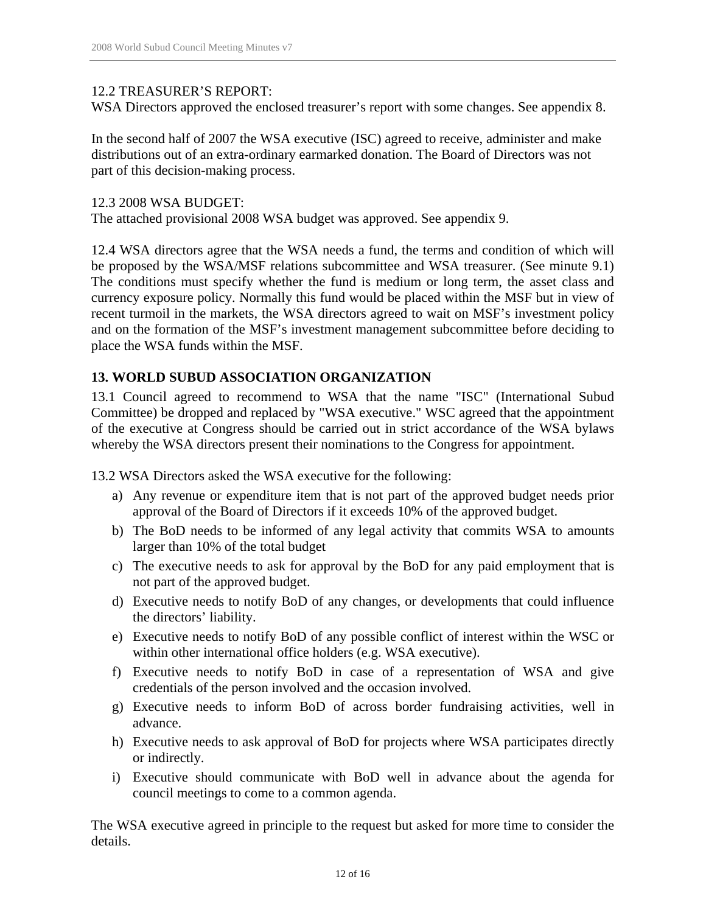12.2 TREASURER'S REPORT:
WSA Directors approved the enclosed treasurer's report with some changes. See appendix 8.

In the second half of 2007 the WSA executive (ISC) agreed to receive, administer and make distributions out of an extra-ordinary earmarked donation. The Board of Directors was not part of this decision-making process.

12.3 2008 WSA BUDGET:
The attached provisional 2008 WSA budget was approved. See appendix 9.

12.4 WSA directors agree that the WSA needs a fund, the terms and condition of which will be proposed by the WSA/MSF relations subcommittee and WSA treasurer. (See minute 9.1) The conditions must specify whether the fund is medium or long term, the asset class and currency exposure policy. Normally this fund would be placed within the MSF but in view of recent turmoil in the markets, the WSA directors agreed to wait on MSF's investment policy and on the formation of the MSF's investment management subcommittee before deciding to place the WSA funds within the MSF.

## 13. WORLD SUBUD ASSOCIATION ORGANIZATION

13.1 Council agreed to recommend to WSA that the name "ISC" (International Subud Committee) be dropped and replaced by "WSA executive." WSC agreed that the appointment of the executive at Congress should be carried out in strict accordance of the WSA bylaws whereby the WSA directors present their nominations to the Congress for appointment.

13.2 WSA Directors asked the WSA executive for the following:

a) Any revenue or expenditure item that is not part of the approved budget needs prior approval of the Board of Directors if it exceeds 10% of the approved budget.
b) The BoD needs to be informed of any legal activity that commits WSA to amounts larger than 10% of the total budget
c) The executive needs to ask for approval by the BoD for any paid employment that is not part of the approved budget.
d) Executive needs to notify BoD of any changes, or developments that could influence the directors' liability.
e) Executive needs to notify BoD of any possible conflict of interest within the WSC or within other international office holders (e.g. WSA executive).
f) Executive needs to notify BoD in case of a representation of WSA and give credentials of the person involved and the occasion involved.
g) Executive needs to inform BoD of across border fundraising activities, well in advance.
h) Executive needs to ask approval of BoD for projects where WSA participates directly or indirectly.
i) Executive should communicate with BoD well in advance about the agenda for council meetings to come to a common agenda.

The WSA executive agreed in principle to the request but asked for more time to consider the details.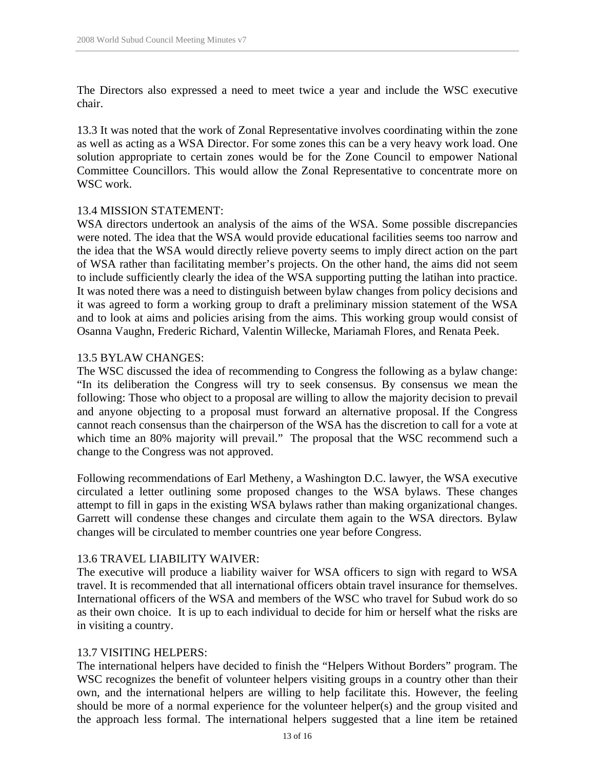The Directors also expressed a need to meet twice a year and include the WSC executive chair.

13.3 It was noted that the work of Zonal Representative involves coordinating within the zone as well as acting as a WSA Director. For some zones this can be a very heavy work load. One solution appropriate to certain zones would be for the Zone Council to empower National Committee Councillors. This would allow the Zonal Representative to concentrate more on WSC work.

13.4 MISSION STATEMENT:
WSA directors undertook an analysis of the aims of the WSA. Some possible discrepancies were noted. The idea that the WSA would provide educational facilities seems too narrow and the idea that the WSA would directly relieve poverty seems to imply direct action on the part of WSA rather than facilitating member's projects. On the other hand, the aims did not seem to include sufficiently clearly the idea of the WSA supporting putting the latihan into practice. It was noted there was a need to distinguish between bylaw changes from policy decisions and it was agreed to form a working group to draft a preliminary mission statement of the WSA and to look at aims and policies arising from the aims. This working group would consist of Osanna Vaughn, Frederic Richard, Valentin Willecke, Mariamah Flores, and Renata Peek.

13.5 BYLAW CHANGES:
The WSC discussed the idea of recommending to Congress the following as a bylaw change: "In its deliberation the Congress will try to seek consensus. By consensus we mean the following: Those who object to a proposal are willing to allow the majority decision to prevail and anyone objecting to a proposal must forward an alternative proposal. If the Congress cannot reach consensus than the chairperson of the WSA has the discretion to call for a vote at which time an 80% majority will prevail." The proposal that the WSC recommend such a change to the Congress was not approved.

Following recommendations of Earl Metheny, a Washington D.C. lawyer, the WSA executive circulated a letter outlining some proposed changes to the WSA bylaws. These changes attempt to fill in gaps in the existing WSA bylaws rather than making organizational changes. Garrett will condense these changes and circulate them again to the WSA directors. Bylaw changes will be circulated to member countries one year before Congress.

13.6 TRAVEL LIABILITY WAIVER:
The executive will produce a liability waiver for WSA officers to sign with regard to WSA travel. It is recommended that all international officers obtain travel insurance for themselves. International officers of the WSA and members of the WSC who travel for Subud work do so as their own choice. It is up to each individual to decide for him or herself what the risks are in visiting a country.

13.7 VISITING HELPERS:
The international helpers have decided to finish the "Helpers Without Borders" program. The WSC recognizes the benefit of volunteer helpers visiting groups in a country other than their own, and the international helpers are willing to help facilitate this. However, the feeling should be more of a normal experience for the volunteer helper(s) and the group visited and the approach less formal. The international helpers suggested that a line item be retained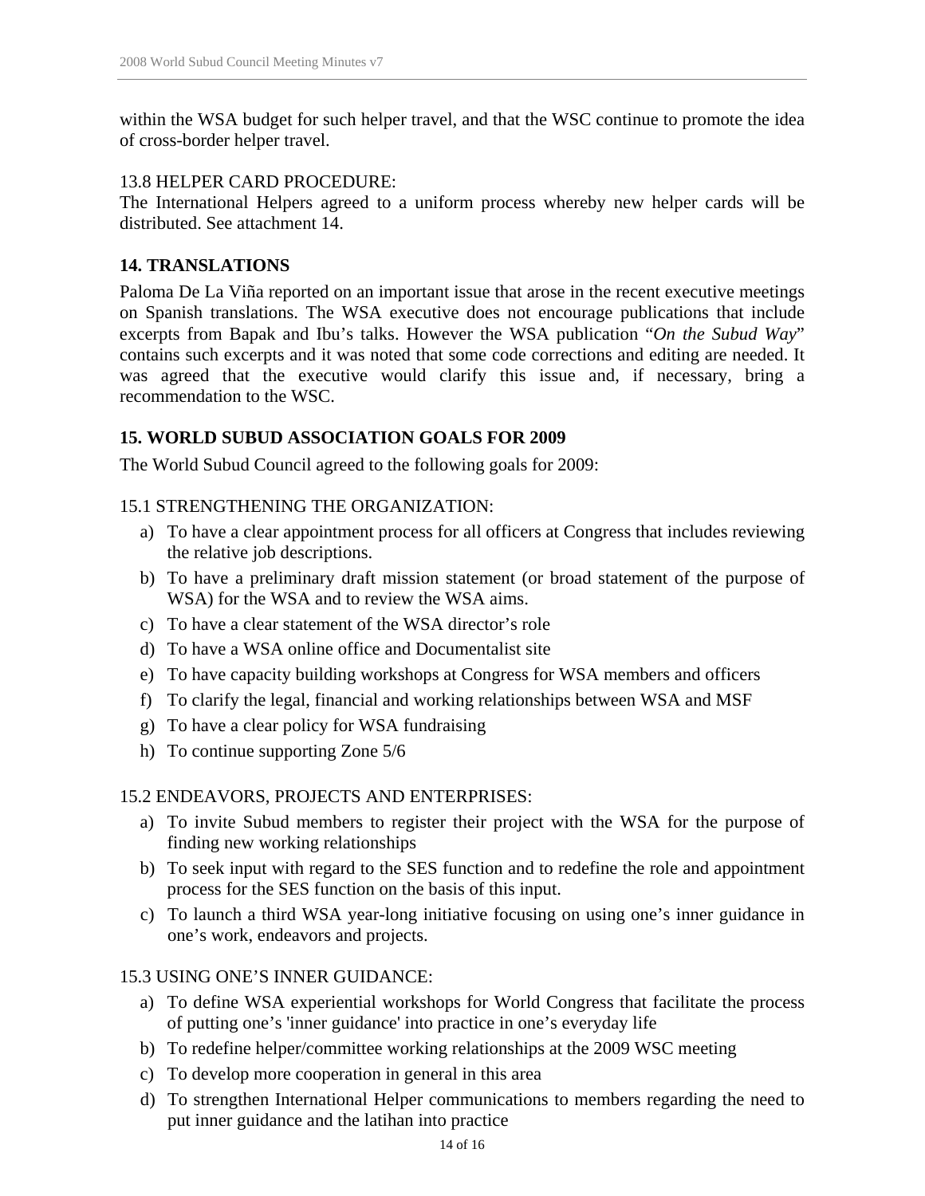within the WSA budget for such helper travel, and that the WSC continue to promote the idea of cross-border helper travel.

13.8 HELPER CARD PROCEDURE:
The International Helpers agreed to a uniform process whereby new helper cards will be distributed. See attachment 14.

## 14. TRANSLATIONS

Paloma De La Viña reported on an important issue that arose in the recent executive meetings on Spanish translations. The WSA executive does not encourage publications that include excerpts from Bapak and Ibu's talks. However the WSA publication "*On the Subud Way*" contains such excerpts and it was noted that some code corrections and editing are needed. It was agreed that the executive would clarify this issue and, if necessary, bring a recommendation to the WSC.

## 15. WORLD SUBUD ASSOCIATION GOALS FOR 2009

The World Subud Council agreed to the following goals for 2009:

15.1 STRENGTHENING THE ORGANIZATION:

a) To have a clear appointment process for all officers at Congress that includes reviewing the relative job descriptions.
b) To have a preliminary draft mission statement (or broad statement of the purpose of WSA) for the WSA and to review the WSA aims.
c) To have a clear statement of the WSA director's role
d) To have a WSA online office and Documentalist site
e) To have capacity building workshops at Congress for WSA members and officers
f) To clarify the legal, financial and working relationships between WSA and MSF
g) To have a clear policy for WSA fundraising
h) To continue supporting Zone 5/6

15.2 ENDEAVORS, PROJECTS AND ENTERPRISES:

a) To invite Subud members to register their project with the WSA for the purpose of finding new working relationships
b) To seek input with regard to the SES function and to redefine the role and appointment process for the SES function on the basis of this input.
c) To launch a third WSA year-long initiative focusing on using one's inner guidance in one's work, endeavors and projects.

15.3 USING ONE'S INNER GUIDANCE:

a) To define WSA experiential workshops for World Congress that facilitate the process of putting one's 'inner guidance' into practice in one's everyday life
b) To redefine helper/committee working relationships at the 2009 WSC meeting
c) To develop more cooperation in general in this area
d) To strengthen International Helper communications to members regarding the need to put inner guidance and the latihan into practice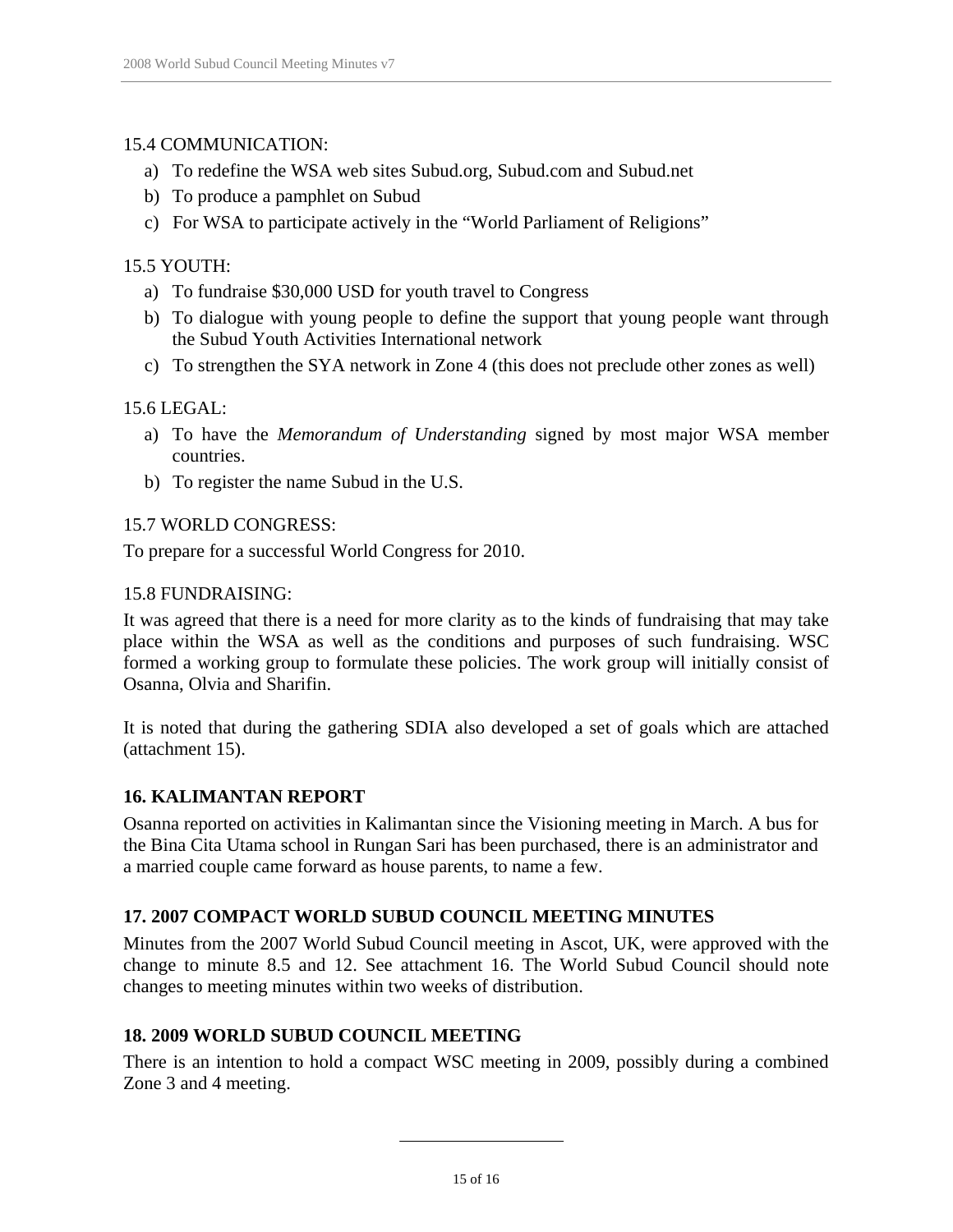15.4 COMMUNICATION:

a) To redefine the WSA web sites Subud.org, Subud.com and Subud.net
b) To produce a pamphlet on Subud
c) For WSA to participate actively in the "World Parliament of Religions"

15.5 YOUTH:

a) To fundraise $30,000 USD for youth travel to Congress
b) To dialogue with young people to define the support that young people want through the Subud Youth Activities International network
c) To strengthen the SYA network in Zone 4 (this does not preclude other zones as well)

15.6 LEGAL:

a) To have the *Memorandum of Understanding* signed by most major WSA member countries.
b) To register the name Subud in the U.S.

15.7 WORLD CONGRESS:

To prepare for a successful World Congress for 2010.

15.8 FUNDRAISING:

It was agreed that there is a need for more clarity as to the kinds of fundraising that may take place within the WSA as well as the conditions and purposes of such fundraising. WSC formed a working group to formulate these policies. The work group will initially consist of Osanna, Olvia and Sharifin.

It is noted that during the gathering SDIA also developed a set of goals which are attached (attachment 15).

## 16. KALIMANTAN REPORT

Osanna reported on activities in Kalimantan since the Visioning meeting in March. A bus for the Bina Cita Utama school in Rungan Sari has been purchased, there is an administrator and a married couple came forward as house parents, to name a few.

## 17. 2007 COMPACT WORLD SUBUD COUNCIL MEETING MINUTES

Minutes from the 2007 World Subud Council meeting in Ascot, UK, were approved with the change to minute 8.5 and 12. See attachment 16. The World Subud Council should note changes to meeting minutes within two weeks of distribution.

## 18. 2009 WORLD SUBUD COUNCIL MEETING

There is an intention to hold a compact WSC meeting in 2009, possibly during a combined Zone 3 and 4 meeting.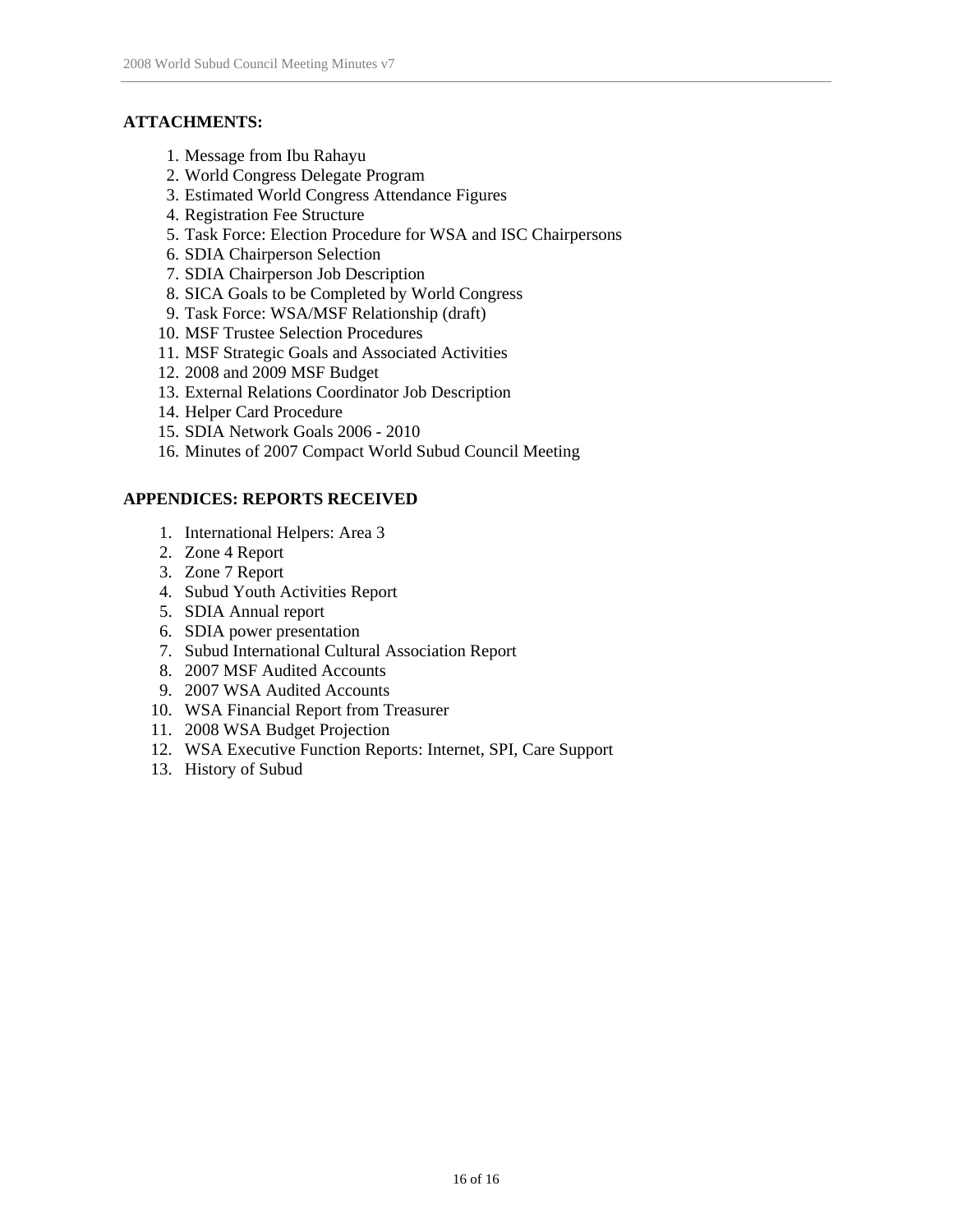**ATTACHMENTS:**

1. Message from Ibu Rahayu
2. World Congress Delegate Program
3. Estimated World Congress Attendance Figures
4. Registration Fee Structure
5. Task Force: Election Procedure for WSA and ISC Chairpersons
6. SDIA Chairperson Selection
7. SDIA Chairperson Job Description
8. SICA Goals to be Completed by World Congress
9. Task Force: WSA/MSF Relationship (draft)
10. MSF Trustee Selection Procedures
11. MSF Strategic Goals and Associated Activities
12. 2008 and 2009 MSF Budget
13. External Relations Coordinator Job Description
14. Helper Card Procedure
15. SDIA Network Goals 2006 - 2010
16. Minutes of 2007 Compact World Subud Council Meeting

**APPENDICES: REPORTS RECEIVED**

1. International Helpers: Area 3
2. Zone 4 Report
3. Zone 7 Report
4. Subud Youth Activities Report
5. SDIA Annual report
6. SDIA power presentation
7. Subud International Cultural Association Report
8. 2007 MSF Audited Accounts
9. 2007 WSA Audited Accounts
10. WSA Financial Report from Treasurer
11. 2008 WSA Budget Projection
12. WSA Executive Function Reports: Internet, SPI, Care Support
13. History of Subud